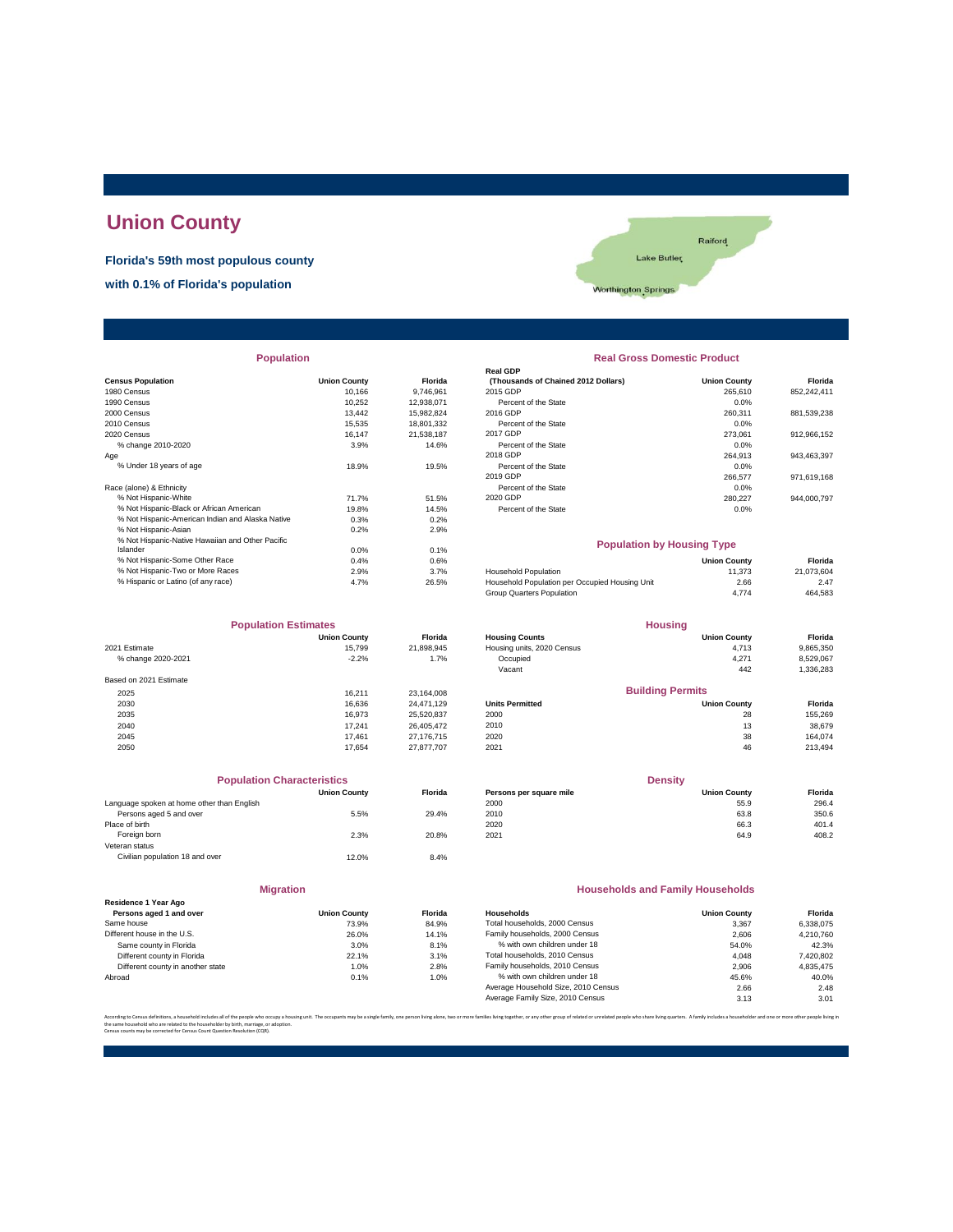# Union County

**Florida's 59th most populous county**

**with 0.1% of Florida's population**

## Population

| Census Population | Union County | Florida |
|---|---|---|
| 1980 Census | 10,166 | 9,746,961 |
| 1990 Census | 10,252 | 12,938,071 |
| 2000 Census | 13,442 | 15,982,824 |
| 2010 Census | 15,535 | 18,801,332 |
| 2020 Census | 16,147 | 21,538,187 |
| % change 2010-2020 | 3.9% | 14.6% |
| Age | | |
| % Under 18 years of age | 18.9% | 19.5% |
| Race (alone) & Ethnicity | | |
| % Not Hispanic-White | 71.7% | 51.5% |
| % Not Hispanic-Black or African American | 19.8% | 14.5% |
| % Not Hispanic-American Indian and Alaska Native | 0.3% | 0.2% |
| % Not Hispanic-Asian | 0.2% | 2.9% |
| % Not Hispanic-Native Hawaiian and Other Pacific Islander | 0.0% | 0.1% |
| % Not Hispanic-Some Other Race | 0.4% | 0.6% |
| % Not Hispanic-Two or More Races | 2.9% | 3.7% |
| % Hispanic or Latino (of any race) | 4.7% | 26.5% |

## Real Gross Domestic Product

| Real GDP (Thousands of Chained 2012 Dollars) | Union County | Florida |
|---|---|---|
| 2015 GDP | 265,610 | 852,242,411 |
| Percent of the State | 0.0% | |
| 2016 GDP | 260,311 | 881,539,238 |
| Percent of the State | 0.0% | |
| 2017 GDP | 273,061 | 912,966,152 |
| Percent of the State | 0.0% | |
| 2018 GDP | 264,913 | 943,463,397 |
| Percent of the State | 0.0% | |
| 2019 GDP | 266,577 | 971,619,168 |
| Percent of the State | 0.0% | |
| 2020 GDP | 280,227 | 944,000,797 |
| Percent of the State | 0.0% | |

## Population by Housing Type

| | Union County | Florida |
|---|---|---|
| Household Population | 11,373 | 21,073,604 |
| Household Population per Occupied Housing Unit | 2.66 | 2.47 |
| Group Quarters Population | 4,774 | 464,583 |

## Population Estimates

| | Union County | Florida |
|---|---|---|
| 2021 Estimate | 15,799 | 21,898,945 |
| % change 2020-2021 | -2.2% | 1.7% |
| Based on 2021 Estimate | | |
| 2025 | 16,211 | 23,164,008 |
| 2030 | 16,636 | 24,471,129 |
| 2035 | 16,973 | 25,520,837 |
| 2040 | 17,241 | 26,405,472 |
| 2045 | 17,461 | 27,176,715 |
| 2050 | 17,654 | 27,877,707 |

## Housing

| Housing Counts | Union County | Florida |
|---|---|---|
| Housing units, 2020 Census | 4,713 | 9,865,350 |
| Occupied | 4,271 | 8,529,067 |
| Vacant | 442 | 1,336,283 |

## Building Permits

| Units Permitted | Union County | Florida |
|---|---|---|
| 2000 | 28 | 155,269 |
| 2010 | 13 | 38,679 |
| 2020 | 38 | 164,074 |
| 2021 | 46 | 213,494 |

## Population Characteristics

| | Union County | Florida |
|---|---|---|
| Language spoken at home other than English | | |
| Persons aged 5 and over | 5.5% | 29.4% |
| Place of birth | | |
| Foreign born | 2.3% | 20.8% |
| Veteran status | | |
| Civilian population 18 and over | 12.0% | 8.4% |

## Density

| Persons per square mile | Union County | Florida |
|---|---|---|
| 2000 | 55.9 | 296.4 |
| 2010 | 63.8 | 350.6 |
| 2020 | 66.3 | 401.4 |
| 2021 | 64.9 | 408.2 |

## Migration

| Residence 1 Year Ago Persons aged 1 and over | Union County | Florida |
|---|---|---|
| Same house | 73.9% | 84.9% |
| Different house in the U.S. | 26.0% | 14.1% |
| Same county in Florida | 3.0% | 8.1% |
| Different county in Florida | 22.1% | 3.1% |
| Different county in another state | 1.0% | 2.8% |
| Abroad | 0.1% | 1.0% |

## Households and Family Households

| Households | Union County | Florida |
|---|---|---|
| Total households, 2000 Census | 3,367 | 6,338,075 |
| Family households, 2000 Census | 2,606 | 4,210,760 |
| % with own children under 18 | 54.0% | 42.3% |
| Total households, 2010 Census | 4,048 | 7,420,802 |
| Family households, 2010 Census | 2,906 | 4,835,475 |
| % with own children under 18 | 45.6% | 40.0% |
| Average Household Size, 2010 Census | 2.66 | 2.48 |
| Average Family Size, 2010 Census | 3.13 | 3.01 |

According to Census definitions, a household includes all of the people who occupy a housing unit. The occupants may be a single family, one person living alone, two or more families living together, or any other group of related or unrelated people who share living quarters. A family includes a householder and one or more other people living in the same household who are related to the householder by birth, marriage, or adoption.
Census counts may be corrected for Census Count Question Resolution (CQR).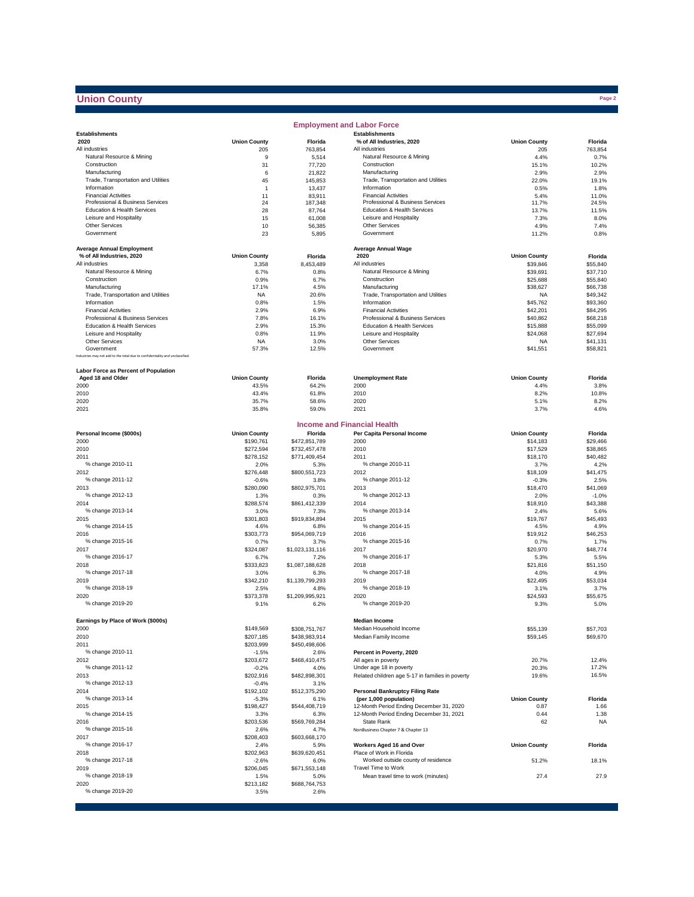# Union County

## Employment and Labor Force

| Establishments 2020 | Union County | Florida |
|---|---|---|
| All industries | 205 | 763,854 |
| Natural Resource & Mining | 9 | 5,514 |
| Construction | 31 | 77,720 |
| Manufacturing | 6 | 21,822 |
| Trade, Transportation and Utilities | 45 | 145,853 |
| Information | 1 | 13,437 |
| Financial Activities | 11 | 83,911 |
| Professional & Business Services | 24 | 187,348 |
| Education & Health Services | 28 | 87,764 |
| Leisure and Hospitality | 15 | 61,008 |
| Other Services | 10 | 56,385 |
| Government | 23 | 5,895 |

| Establishments % of All Industries, 2020 | Union County | Florida |
|---|---|---|
| All industries | 205 | 763,854 |
| Natural Resource & Mining | 4.4% | 0.7% |
| Construction | 15.1% | 10.2% |
| Manufacturing | 2.9% | 2.9% |
| Trade, Transportation and Utilities | 22.0% | 19.1% |
| Information | 0.5% | 1.8% |
| Financial Activities | 5.4% | 11.0% |
| Professional & Business Services | 11.7% | 24.5% |
| Education & Health Services | 13.7% | 11.5% |
| Leisure and Hospitality | 7.3% | 8.0% |
| Other Services | 4.9% | 7.4% |
| Government | 11.2% | 0.8% |

| Average Annual Employment % of All Industries, 2020 | Union County | Florida |
|---|---|---|
| All industries | 3,358 | 8,453,489 |
| Natural Resource & Mining | 6.7% | 0.8% |
| Construction | 0.9% | 6.7% |
| Manufacturing | 17.1% | 4.5% |
| Trade, Transportation and Utilities | NA | 20.6% |
| Information | 0.8% | 1.5% |
| Financial Activities | 2.9% | 6.9% |
| Professional & Business Services | 7.8% | 16.1% |
| Education & Health Services | 2.9% | 15.3% |
| Leisure and Hospitality | 0.8% | 11.9% |
| Other Services | NA | 3.0% |
| Government | 57.3% | 12.5% |

Industries may not add to the total due to confidentiality and unclassified.

| Average Annual Wage 2020 | Union County | Florida |
|---|---|---|
| All industries | $39,846 | $55,840 |
| Natural Resource & Mining | $39,691 | $37,710 |
| Construction | $25,688 | $55,840 |
| Manufacturing | $38,627 | $66,738 |
| Trade, Transportation and Utilities | NA | $49,342 |
| Information | $45,762 | $93,360 |
| Financial Activities | $42,201 | $84,295 |
| Professional & Business Services | $40,862 | $68,218 |
| Education & Health Services | $15,888 | $55,099 |
| Leisure and Hospitality | $24,068 | $27,694 |
| Other Services | NA | $41,131 |
| Government | $41,551 | $58,821 |

| Labor Force as Percent of Population Aged 18 and Older | Union County | Florida |
|---|---|---|
| 2000 | 43.5% | 64.2% |
| 2010 | 43.4% | 61.8% |
| 2020 | 35.7% | 58.6% |
| 2021 | 35.8% | 59.0% |

| Unemployment Rate | Union County | Florida |
|---|---|---|
| 2000 | 4.4% | 3.8% |
| 2010 | 8.2% | 10.8% |
| 2020 | 5.1% | 8.2% |
| 2021 | 3.7% | 4.6% |

## Income and Financial Health

| Personal Income ($000s) | Union County | Florida |
|---|---|---|
| 2000 | $190,761 | $472,851,789 |
| 2010 | $272,594 | $732,457,478 |
| 2011 | $278,152 | $771,409,454 |
| % change 2010-11 | 2.0% | 5.3% |
| 2012 | $276,448 | $800,551,723 |
| % change 2011-12 | -0.6% | 3.8% |
| 2013 | $280,090 | $802,975,701 |
| % change 2012-13 | 1.3% | 0.3% |
| 2014 | $288,574 | $861,412,339 |
| % change 2013-14 | 3.0% | 7.3% |
| 2015 | $301,803 | $919,834,894 |
| % change 2014-15 | 4.6% | 6.8% |
| 2016 | $303,773 | $954,069,719 |
| % change 2015-16 | 0.7% | 3.7% |
| 2017 | $324,087 | $1,023,131,116 |
| % change 2016-17 | 6.7% | 7.2% |
| 2018 | $333,823 | $1,087,188,628 |
| % change 2017-18 | 3.0% | 6.3% |
| 2019 | $342,210 | $1,139,799,293 |
| % change 2018-19 | 2.5% | 4.8% |
| 2020 | $373,378 | $1,209,995,921 |
| % change 2019-20 | 9.1% | 6.2% |

| Per Capita Personal Income | Union County | Florida |
|---|---|---|
| 2000 | $14,183 | $29,466 |
| 2010 | $17,529 | $38,865 |
| 2011 | $18,170 | $40,482 |
| % change 2010-11 | 3.7% | 4.2% |
| 2012 | $18,109 | $41,475 |
| % change 2011-12 | -0.3% | 2.5% |
| 2013 | $18,470 | $41,069 |
| % change 2012-13 | 2.0% | -1.0% |
| 2014 | $18,910 | $43,388 |
| % change 2013-14 | 2.4% | 5.6% |
| 2015 | $19,767 | $45,493 |
| % change 2014-15 | 4.5% | 4.9% |
| 2016 | $19,912 | $46,253 |
| % change 2015-16 | 0.7% | 1.7% |
| 2017 | $20,970 | $48,774 |
| % change 2016-17 | 5.3% | 5.5% |
| 2018 | $21,816 | $51,150 |
| % change 2017-18 | 4.0% | 4.9% |
| 2019 | $22,495 | $53,034 |
| % change 2018-19 | 3.1% | 3.7% |
| 2020 | $24,593 | $55,675 |
| % change 2019-20 | 9.3% | 5.0% |

| Earnings by Place of Work ($000s) | Union County | Florida |
|---|---|---|
| 2000 | $149,569 | $308,751,767 |
| 2010 | $207,185 | $438,983,914 |
| 2011 | $203,999 | $450,498,606 |
| % change 2010-11 | -1.5% | 2.6% |
| 2012 | $203,672 | $468,410,475 |
| % change 2011-12 | -0.2% | 4.0% |
| 2013 | $202,916 | $482,898,301 |
| % change 2012-13 | -0.4% | 3.1% |
| 2014 | $192,102 | $512,375,290 |
| % change 2013-14 | -5.3% | 6.1% |
| 2015 | $198,427 | $544,408,719 |
| % change 2014-15 | 3.3% | 6.3% |
| 2016 | $203,536 | $569,769,284 |
| % change 2015-16 | 2.6% | 4.7% |
| 2017 | $208,403 | $603,668,170 |
| % change 2016-17 | 2.4% | 5.9% |
| 2018 | $202,963 | $639,620,451 |
| % change 2017-18 | -2.6% | 6.0% |
| 2019 | $206,045 | $671,553,148 |
| % change 2018-19 | 1.5% | 5.0% |
| 2020 | $213,182 | $688,764,753 |
| % change 2019-20 | 3.5% | 2.6% |

| Median Income | Union County | Florida |
|---|---|---|
| Median Household Income | $55,139 | $57,703 |
| Median Family Income | $59,145 | $69,670 |

| Percent in Poverty, 2020 | Union County | Florida |
|---|---|---|
| All ages in poverty | 20.7% | 12.4% |
| Under age 18 in poverty | 20.3% | 17.2% |
| Related children age 5-17 in families in poverty | 19.6% | 16.5% |

| Personal Bankruptcy Filing Rate (per 1,000 population) | Union County | Florida |
|---|---|---|
| 12-Month Period Ending December 31, 2020 | 0.87 | 1.66 |
| 12-Month Period Ending December 31, 2021 | 0.44 | 1.38 |
| State Rank | 62 | NA |

NonBusiness Chapter 7 & Chapter 13

| Workers Aged 16 and Over | Union County | Florida |
|---|---|---|
| Place of Work in Florida | | |
| Worked outside county of residence | 51.2% | 18.1% |
| Travel Time to Work | | |
| Mean travel time to work (minutes) | 27.4 | 27.9 |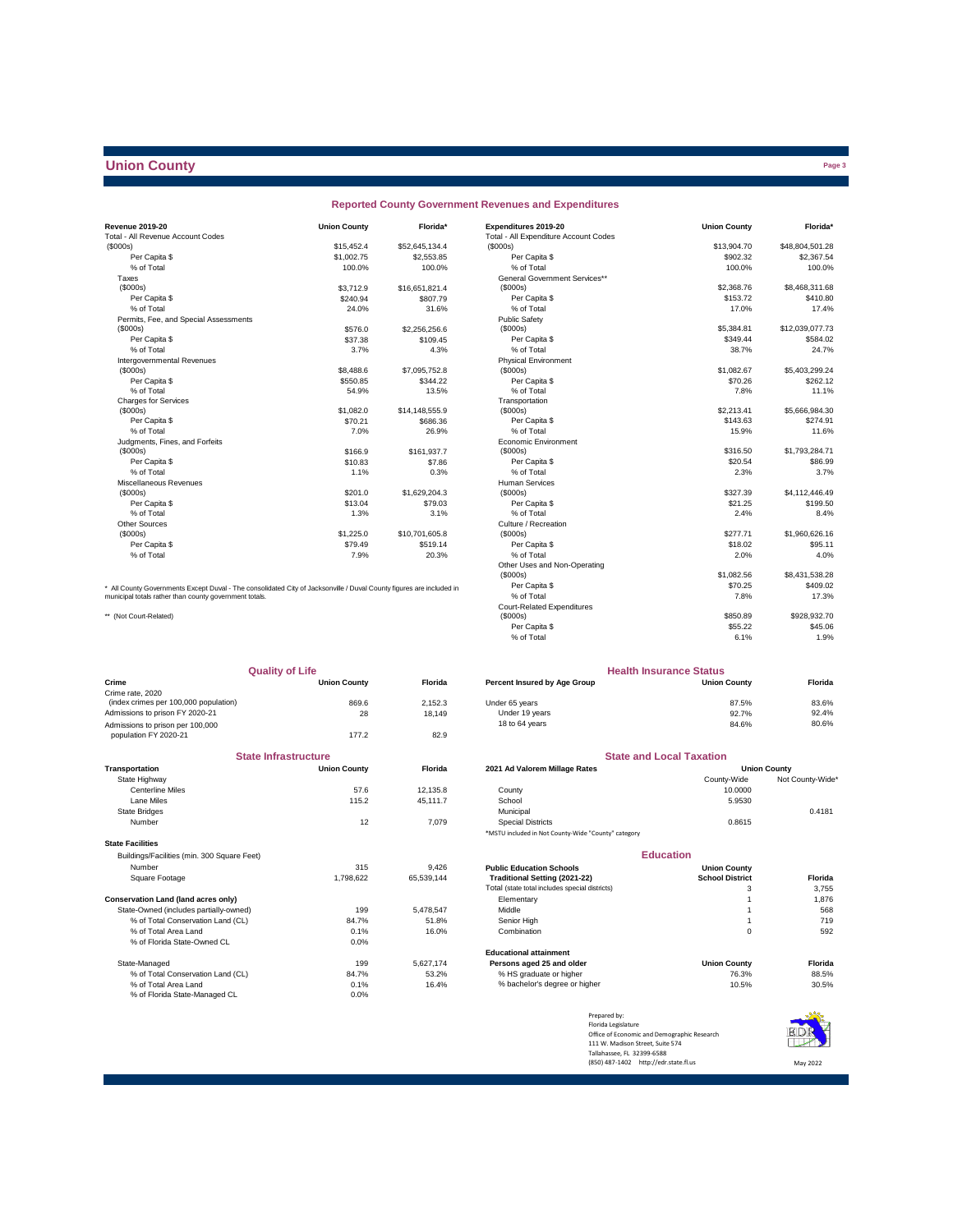# Union County

## Reported County Government Revenues and Expenditures

| Revenue 2019-20 | Union County | Florida* |
|---|---|---|
| Total - All Revenue Account Codes | | |
| ($000s) | $15,452.4 | $52,645,134.4 |
| Per Capita $ | $1,002.75 | $2,553.85 |
| % of Total | 100.0% | 100.0% |
| Taxes | | |
| ($000s) | $3,712.9 | $16,651,821.4 |
| Per Capita $ | $240.94 | $807.79 |
| % of Total | 24.0% | 31.6% |
| Permits, Fee, and Special Assessments | | |
| ($000s) | $576.0 | $2,256,256.6 |
| Per Capita $ | $37.38 | $109.45 |
| % of Total | 3.7% | 4.3% |
| Intergovernmental Revenues | | |
| ($000s) | $8,488.6 | $7,095,752.8 |
| Per Capita $ | $550.85 | $344.22 |
| % of Total | 54.9% | 13.5% |
| Charges for Services | | |
| ($000s) | $1,082.0 | $14,148,555.9 |
| Per Capita $ | $70.21 | $686.36 |
| % of Total | 7.0% | 26.9% |
| Judgments, Fines, and Forfeits | | |
| ($000s) | $166.9 | $161,937.7 |
| Per Capita $ | $10.83 | $7.86 |
| % of Total | 1.1% | 0.3% |
| Miscellaneous Revenues | | |
| ($000s) | $201.0 | $1,629,204.3 |
| Per Capita $ | $13.04 | $79.03 |
| % of Total | 1.3% | 3.1% |
| Other Sources | | |
| ($000s) | $1,225.0 | $10,701,605.8 |
| Per Capita $ | $79.49 | $519.14 |
| % of Total | 7.9% | 20.3% |

\* All County Governments Except Duval - The consolidated City of Jacksonville / Duval County figures are included in municipal totals rather than county government totals.

\*\* (Not Court-Related)

| Expenditures 2019-20 | Union County | Florida* |
|---|---|---|
| Total - All Expenditure Account Codes | | |
| ($000s) | $13,904.70 | $48,804,501.28 |
| Per Capita $ | $902.32 | $2,367.54 |
| % of Total | 100.0% | 100.0% |
| General Government Services** | | |
| ($000s) | $2,368.76 | $8,468,311.68 |
| Per Capita $ | $153.72 | $410.80 |
| % of Total | 17.0% | 17.4% |
| Public Safety | | |
| ($000s) | $5,384.81 | $12,039,077.73 |
| Per Capita $ | $349.44 | $584.02 |
| % of Total | 38.7% | 24.7% |
| Physical Environment | | |
| ($000s) | $1,082.67 | $5,403,299.24 |
| Per Capita $ | $70.26 | $262.12 |
| % of Total | 7.8% | 11.1% |
| Transportation | | |
| ($000s) | $2,213.41 | $5,666,984.30 |
| Per Capita $ | $143.63 | $274.91 |
| % of Total | 15.9% | 11.6% |
| Economic Environment | | |
| ($000s) | $316.50 | $1,793,284.71 |
| Per Capita $ | $20.54 | $86.99 |
| % of Total | 2.3% | 3.7% |
| Human Services | | |
| ($000s) | $327.39 | $4,112,446.49 |
| Per Capita $ | $21.25 | $199.50 |
| % of Total | 2.4% | 8.4% |
| Culture / Recreation | | |
| ($000s) | $277.71 | $1,960,626.16 |
| Per Capita $ | $18.02 | $95.11 |
| % of Total | 2.0% | 4.0% |
| Other Uses and Non-Operating | | |
| ($000s) | $1,082.56 | $8,431,538.28 |
| Per Capita $ | $70.25 | $409.02 |
| % of Total | 7.8% | 17.3% |
| Court-Related Expenditures | | |
| ($000s) | $850.89 | $928,932.70 |
| Per Capita $ | $55.22 | $45.06 |
| % of Total | 6.1% | 1.9% |

## Quality of Life

| Crime | Union County | Florida |
|---|---|---|
| Crime rate, 2020 (index crimes per 100,000 population) | 869.6 | 2,152.3 |
| Admissions to prison FY 2020-21 | 28 | 18,149 |
| Admissions to prison per 100,000 population FY 2020-21 | 177.2 | 82.9 |

## Health Insurance Status

| Percent Insured by Age Group | Union County | Florida |
|---|---|---|
| Under 65 years | 87.5% | 83.6% |
| Under 19 years | 92.7% | 92.4% |
| 18 to 64 years | 84.6% | 80.6% |

## State Infrastructure

| Transportation | Union County | Florida |
|---|---|---|
| State Highway | | |
| Centerline Miles | 57.6 | 12,135.8 |
| Lane Miles | 115.2 | 45,111.7 |
| State Bridges | | |
| Number | 12 | 7,079 |

| State Facilities | Union County | Florida |
|---|---|---|
| Buildings/Facilities (min. 300 Square Feet) | | |
| Number | 315 | 9,426 |
| Square Footage | 1,798,622 | 65,539,144 |

| Conservation Land (land acres only) | Union County | Florida |
|---|---|---|
| State-Owned (includes partially-owned) | 199 | 5,478,547 |
| % of Total Conservation Land (CL) | 84.7% | 51.8% |
| % of Total Area Land | 0.1% | 16.0% |
| % of Florida State-Owned CL | 0.0% | |
| State-Managed | 199 | 5,627,174 |
| % of Total Conservation Land (CL) | 84.7% | 53.2% |
| % of Total Area Land | 0.1% | 16.4% |
| % of Florida State-Managed CL | 0.0% | |

## State and Local Taxation

| 2021 Ad Valorem Millage Rates | Union County County-Wide | Union County Not County-Wide* |
|---|---|---|
| County | 10.0000 | |
| School | 5.9530 | |
| Municipal | | 0.4181 |
| Special Districts | 0.8615 | |

\*MSTU included in Not County-Wide "County" category

## Education

| Public Education Schools Traditional Setting (2021-22) | Union County School District | Florida |
|---|---|---|
| Total (state total includes special districts) | 3 | 3,755 |
| Elementary | 1 | 1,876 |
| Middle | 1 | 568 |
| Senior High | 1 | 719 |
| Combination | 0 | 592 |

| Educational attainment Persons aged 25 and older | Union County | Florida |
|---|---|---|
| % HS graduate or higher | 76.3% | 88.5% |
| % bachelor's degree or higher | 10.5% | 30.5% |

Prepared by:
Florida Legislature
Office of Economic and Demographic Research
111 W. Madison Street, Suite 574
Tallahassee, FL 32399-6588
(850) 487-1402 http://edr.state.fl.us

May 2022